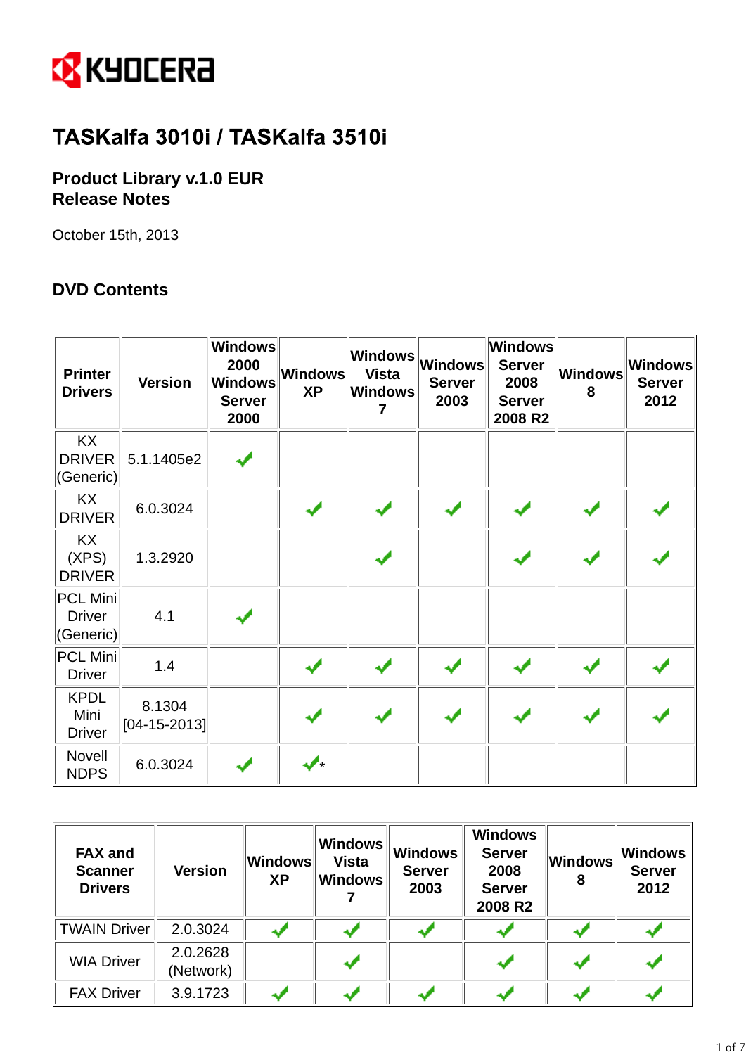KYOCERA

# TASKalfa 3010i / TASKalfa 3510i

## Product Library v.1.0 EUR
## Release Notes

October 15th, 2013

## DVD Contents

| Printer Drivers | Version | Windows 2000 Windows Server 2000 | Windows XP | Windows Vista Windows 7 | Windows Server 2003 | Windows Server 2008 Server 2008 R2 | Windows 8 | Windows Server 2012 |
|---|---|---|---|---|---|---|---|---|
| KX DRIVER (Generic) | 5.1.1405e2 | ✓ | | | | | | |
| KX DRIVER | 6.0.3024 | | ✓ | ✓ | ✓ | ✓ | ✓ | ✓ |
| KX (XPS) DRIVER | 1.3.2920 | | | ✓ | | ✓ | ✓ | ✓ |
| PCL Mini Driver (Generic) | 4.1 | ✓ | | | | | | |
| PCL Mini Driver | 1.4 | | ✓ | ✓ | ✓ | ✓ | ✓ | ✓ |
| KPDL Mini Driver | 8.1304 [04-15-2013] | | ✓ | ✓ | ✓ | ✓ | ✓ | ✓ |
| Novell NDPS | 6.0.3024 | ✓ | ✓* | | | | | |

| FAX and Scanner Drivers | Version | Windows XP | Windows Vista Windows 7 | Windows Server 2003 | Windows Server 2008 Server 2008 R2 | Windows 8 | Windows Server 2012 |
|---|---|---|---|---|---|---|---|
| TWAIN Driver | 2.0.3024 | ✓ | ✓ | ✓ | ✓ | ✓ | ✓ |
| WIA Driver | 2.0.2628 (Network) | | ✓ | | ✓ | ✓ | ✓ |
| FAX Driver | 3.9.1723 | ✓ | ✓ | ✓ | ✓ | ✓ | ✓ |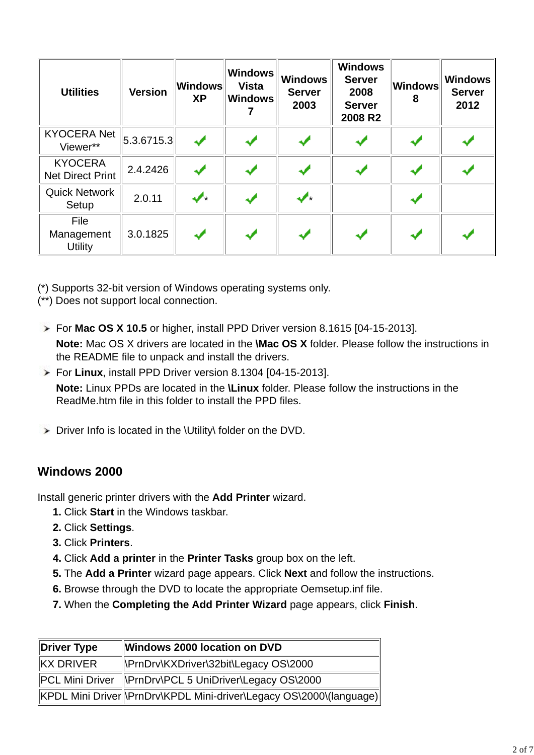| Utilities | Version | Windows XP | Windows Vista Windows 7 | Windows Server 2003 | Windows Server 2008 Server 2008 R2 | Windows 8 | Windows Server 2012 |
|---|---|---|---|---|---|---|---|
| KYOCERA Net Viewer** | 5.3.6715.3 | ✔ | ✔ | ✔ | ✔ | ✔ | ✔ |
| KYOCERA Net Direct Print | 2.4.2426 | ✔ | ✔ | ✔ | ✔ | ✔ | ✔ |
| Quick Network Setup | 2.0.11 | ✔* | ✔ | ✔* | | ✔ | |
| File Management Utility | 3.0.1825 | ✔ | ✔ | ✔ | ✔ | ✔ | ✔ |

(*) Supports 32-bit version of Windows operating systems only.
(**) Does not support local connection.

- For **Mac OS X 10.5** or higher, install PPD Driver version 8.1615 [04-15-2013].
  **Note:** Mac OS X drivers are located in the **\Mac OS X** folder. Please follow the instructions in the README file to unpack and install the drivers.
- For **Linux**, install PPD Driver version 8.1304 [04-15-2013].
  **Note:** Linux PPDs are located in the **\Linux** folder. Please follow the instructions in the ReadMe.htm file in this folder to install the PPD files.

- Driver Info is located in the \Utility\ folder on the DVD.

## Windows 2000

Install generic printer drivers with the **Add Printer** wizard.

1. Click **Start** in the Windows taskbar.
2. Click **Settings**.
3. Click **Printers**.
4. Click **Add a printer** in the **Printer Tasks** group box on the left.
5. The **Add a Printer** wizard page appears. Click **Next** and follow the instructions.
6. Browse through the DVD to locate the appropriate Oemsetup.inf file.
7. When the **Completing the Add Printer Wizard** page appears, click **Finish**.

| Driver Type | Windows 2000 location on DVD |
|---|---|
| KX DRIVER | \PrnDrv\KXDriver\32bit\Legacy OS\2000 |
| PCL Mini Driver | \PrnDrv\PCL 5 UniDriver\Legacy OS\2000 |
| KPDL Mini Driver | \PrnDrv\KPDL Mini-driver\Legacy OS\2000\(language) |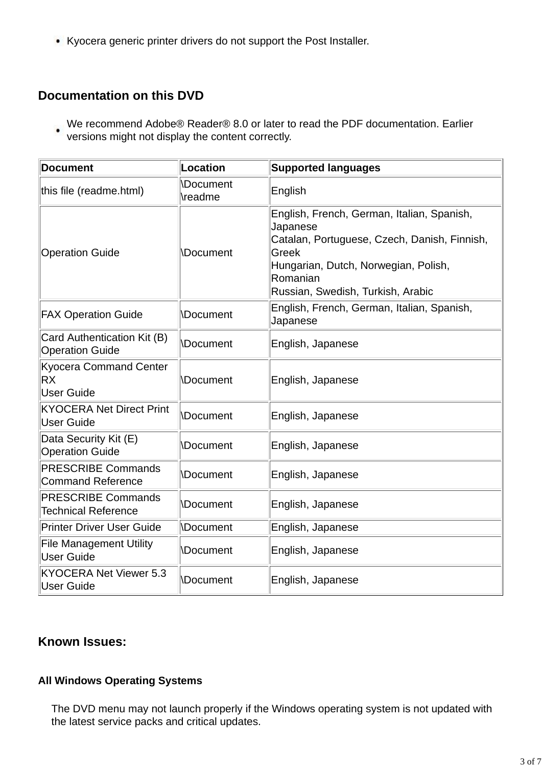- Kyocera generic printer drivers do not support the Post Installer.

## Documentation on this DVD

- We recommend Adobe® Reader® 8.0 or later to read the PDF documentation. Earlier versions might not display the content correctly.

| Document | Location | Supported languages |
| --- | --- | --- |
| this file (readme.html) | \Document \readme | English |
| Operation Guide | \Document | English, French, German, Italian, Spanish, Japanese<br>Catalan, Portuguese, Czech, Danish, Finnish, Greek<br>Hungarian, Dutch, Norwegian, Polish, Romanian<br>Russian, Swedish, Turkish, Arabic |
| FAX Operation Guide | \Document | English, French, German, Italian, Spanish, Japanese |
| Card Authentication Kit (B) Operation Guide | \Document | English, Japanese |
| Kyocera Command Center RX User Guide | \Document | English, Japanese |
| KYOCERA Net Direct Print User Guide | \Document | English, Japanese |
| Data Security Kit (E) Operation Guide | \Document | English, Japanese |
| PRESCRIBE Commands Command Reference | \Document | English, Japanese |
| PRESCRIBE Commands Technical Reference | \Document | English, Japanese |
| Printer Driver User Guide | \Document | English, Japanese |
| File Management Utility User Guide | \Document | English, Japanese |
| KYOCERA Net Viewer 5.3 User Guide | \Document | English, Japanese |

## Known Issues:

### All Windows Operating Systems

The DVD menu may not launch properly if the Windows operating system is not updated with the latest service packs and critical updates.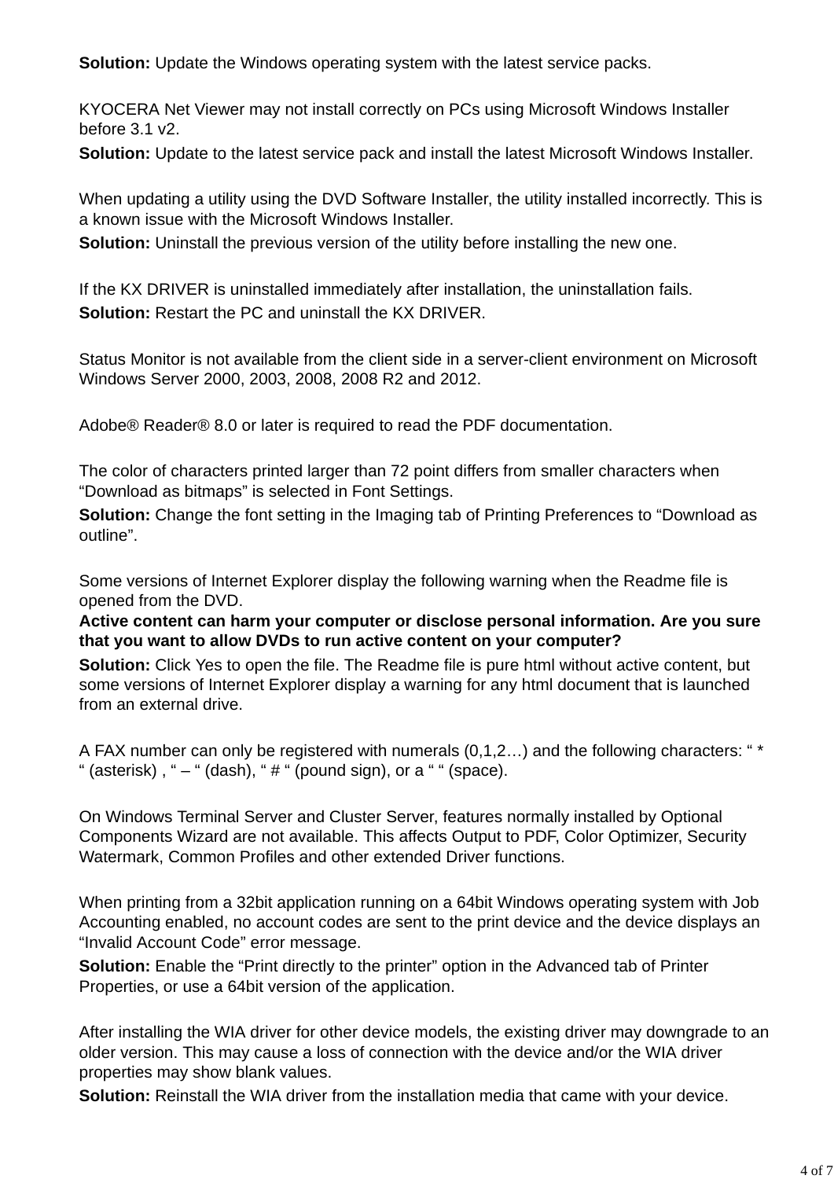**Solution:** Update the Windows operating system with the latest service packs.

KYOCERA Net Viewer may not install correctly on PCs using Microsoft Windows Installer before 3.1 v2.

**Solution:** Update to the latest service pack and install the latest Microsoft Windows Installer.

When updating a utility using the DVD Software Installer, the utility installed incorrectly. This is a known issue with the Microsoft Windows Installer.

**Solution:** Uninstall the previous version of the utility before installing the new one.

If the KX DRIVER is uninstalled immediately after installation, the uninstallation fails.

**Solution:** Restart the PC and uninstall the KX DRIVER.

Status Monitor is not available from the client side in a server-client environment on Microsoft Windows Server 2000, 2003, 2008, 2008 R2 and 2012.

Adobe® Reader® 8.0 or later is required to read the PDF documentation.

The color of characters printed larger than 72 point differs from smaller characters when “Download as bitmaps” is selected in Font Settings.

**Solution:** Change the font setting in the Imaging tab of Printing Preferences to “Download as outline”.

Some versions of Internet Explorer display the following warning when the Readme file is opened from the DVD.

**Active content can harm your computer or disclose personal information. Are you sure that you want to allow DVDs to run active content on your computer?**

**Solution:** Click Yes to open the file. The Readme file is pure html without active content, but some versions of Internet Explorer display a warning for any html document that is launched from an external drive.

A FAX number can only be registered with numerals (0,1,2…) and the following characters: “ * “ (asterisk) , “ – “ (dash), “ # “ (pound sign), or a “ “ (space).

On Windows Terminal Server and Cluster Server, features normally installed by Optional Components Wizard are not available. This affects Output to PDF, Color Optimizer, Security Watermark, Common Profiles and other extended Driver functions.

When printing from a 32bit application running on a 64bit Windows operating system with Job Accounting enabled, no account codes are sent to the print device and the device displays an “Invalid Account Code” error message.

**Solution:** Enable the “Print directly to the printer” option in the Advanced tab of Printer Properties, or use a 64bit version of the application.

After installing the WIA driver for other device models, the existing driver may downgrade to an older version. This may cause a loss of connection with the device and/or the WIA driver properties may show blank values.

**Solution:** Reinstall the WIA driver from the installation media that came with your device.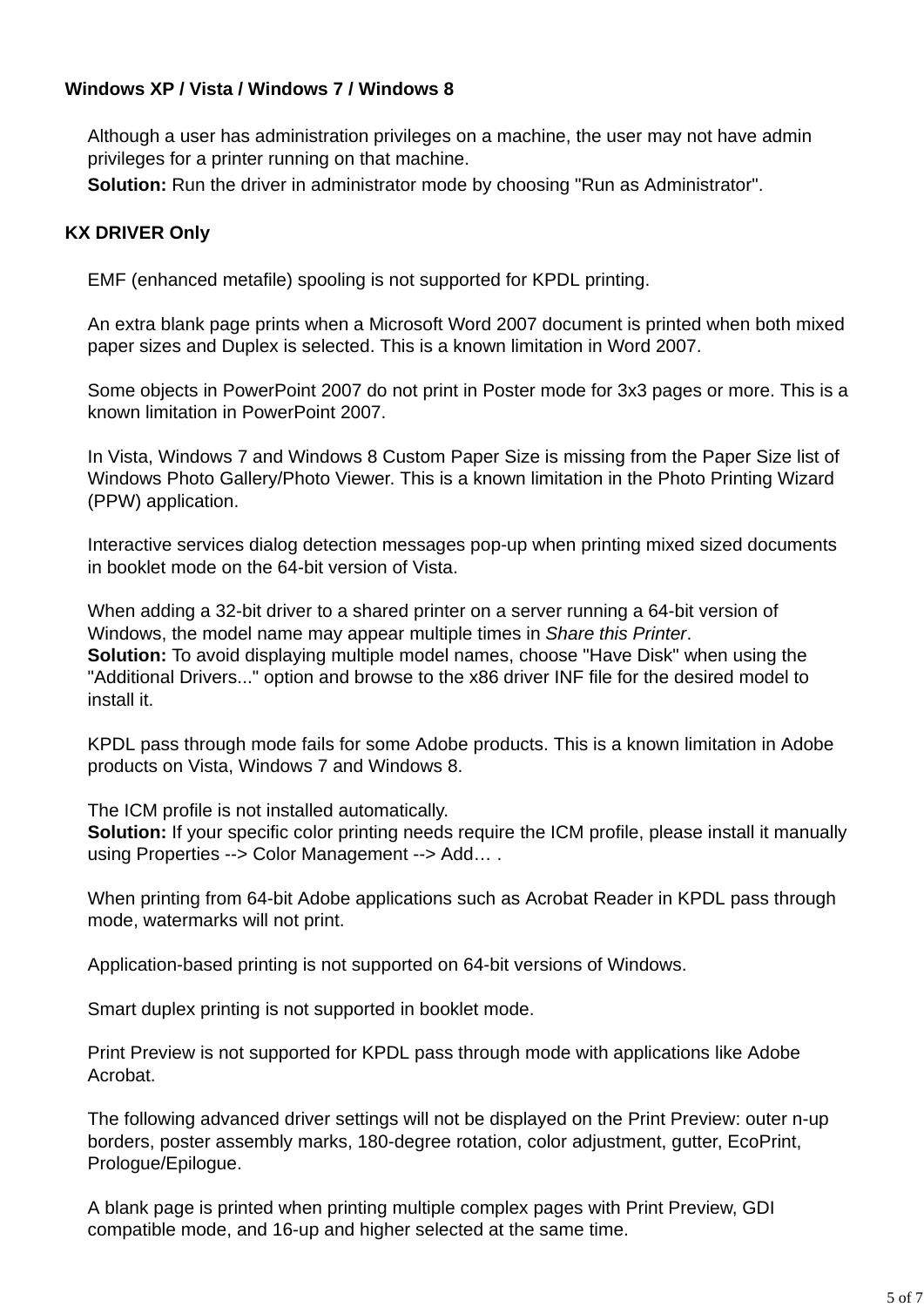### Windows XP / Vista / Windows 7 / Windows 8

Although a user has administration privileges on a machine, the user may not have admin privileges for a printer running on that machine.

**Solution:** Run the driver in administrator mode by choosing "Run as Administrator".

### KX DRIVER Only

EMF (enhanced metafile) spooling is not supported for KPDL printing.

An extra blank page prints when a Microsoft Word 2007 document is printed when both mixed paper sizes and Duplex is selected. This is a known limitation in Word 2007.

Some objects in PowerPoint 2007 do not print in Poster mode for 3x3 pages or more. This is a known limitation in PowerPoint 2007.

In Vista, Windows 7 and Windows 8 Custom Paper Size is missing from the Paper Size list of Windows Photo Gallery/Photo Viewer. This is a known limitation in the Photo Printing Wizard (PPW) application.

Interactive services dialog detection messages pop-up when printing mixed sized documents in booklet mode on the 64-bit version of Vista.

When adding a 32-bit driver to a shared printer on a server running a 64-bit version of Windows, the model name may appear multiple times in *Share this Printer*.
**Solution:** To avoid displaying multiple model names, choose "Have Disk" when using the "Additional Drivers..." option and browse to the x86 driver INF file for the desired model to install it.

KPDL pass through mode fails for some Adobe products. This is a known limitation in Adobe products on Vista, Windows 7 and Windows 8.

The ICM profile is not installed automatically.
**Solution:** If your specific color printing needs require the ICM profile, please install it manually using Properties --> Color Management --> Add… .

When printing from 64-bit Adobe applications such as Acrobat Reader in KPDL pass through mode, watermarks will not print.

Application-based printing is not supported on 64-bit versions of Windows.

Smart duplex printing is not supported in booklet mode.

Print Preview is not supported for KPDL pass through mode with applications like Adobe Acrobat.

The following advanced driver settings will not be displayed on the Print Preview: outer n-up borders, poster assembly marks, 180-degree rotation, color adjustment, gutter, EcoPrint, Prologue/Epilogue.

A blank page is printed when printing multiple complex pages with Print Preview, GDI compatible mode, and 16-up and higher selected at the same time.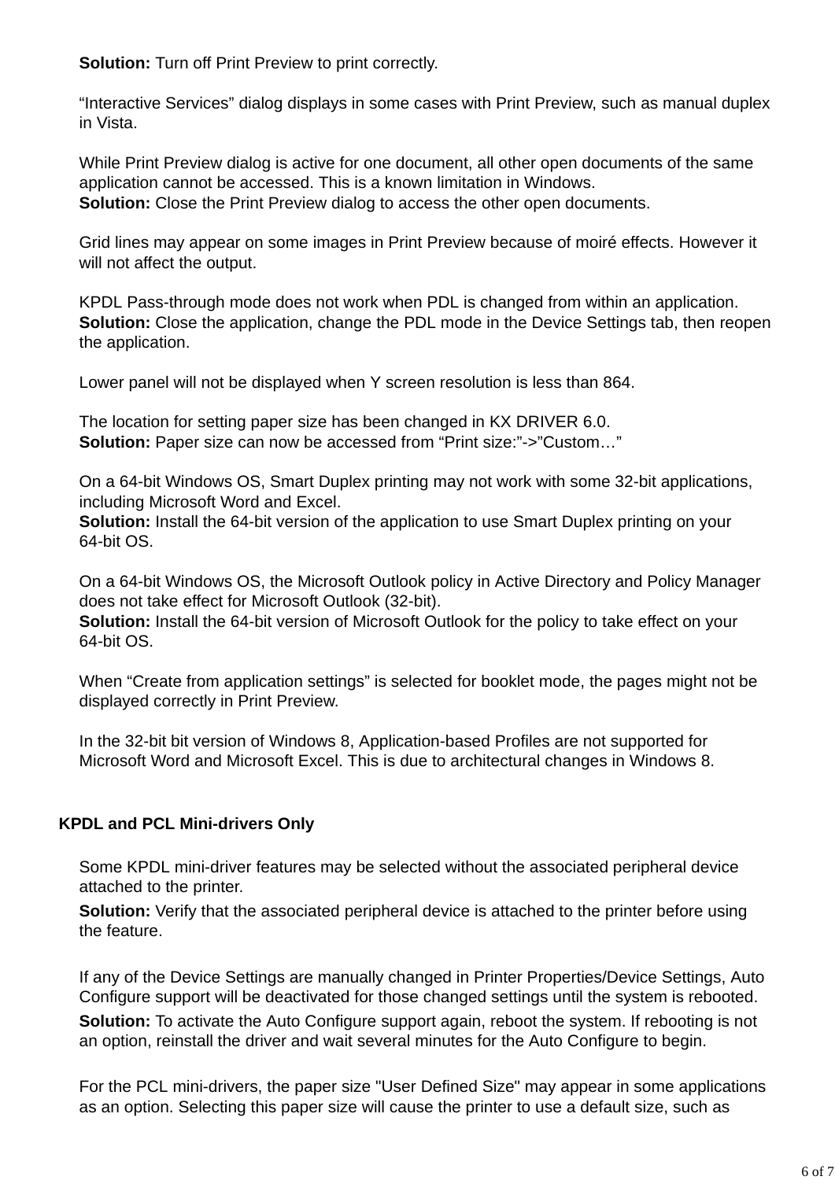**Solution:** Turn off Print Preview to print correctly.

“Interactive Services” dialog displays in some cases with Print Preview, such as manual duplex in Vista.

While Print Preview dialog is active for one document, all other open documents of the same application cannot be accessed. This is a known limitation in Windows.
**Solution:** Close the Print Preview dialog to access the other open documents.

Grid lines may appear on some images in Print Preview because of moiré effects. However it will not affect the output.

KPDL Pass-through mode does not work when PDL is changed from within an application.
**Solution:** Close the application, change the PDL mode in the Device Settings tab, then reopen the application.

Lower panel will not be displayed when Y screen resolution is less than 864.

The location for setting paper size has been changed in KX DRIVER 6.0.
**Solution:** Paper size can now be accessed from “Print size:”->”Custom…”

On a 64-bit Windows OS, Smart Duplex printing may not work with some 32-bit applications, including Microsoft Word and Excel.
**Solution:** Install the 64-bit version of the application to use Smart Duplex printing on your 64-bit OS.

On a 64-bit Windows OS, the Microsoft Outlook policy in Active Directory and Policy Manager does not take effect for Microsoft Outlook (32-bit).
**Solution:** Install the 64-bit version of Microsoft Outlook for the policy to take effect on your 64-bit OS.

When “Create from application settings” is selected for booklet mode, the pages might not be displayed correctly in Print Preview.

In the 32-bit bit version of Windows 8, Application-based Profiles are not supported for Microsoft Word and Microsoft Excel. This is due to architectural changes in Windows 8.

**KPDL and PCL Mini-drivers Only**

Some KPDL mini-driver features may be selected without the associated peripheral device attached to the printer.
**Solution:** Verify that the associated peripheral device is attached to the printer before using the feature.

If any of the Device Settings are manually changed in Printer Properties/Device Settings, Auto Configure support will be deactivated for those changed settings until the system is rebooted.
**Solution:** To activate the Auto Configure support again, reboot the system. If rebooting is not an option, reinstall the driver and wait several minutes for the Auto Configure to begin.

For the PCL mini-drivers, the paper size "User Defined Size" may appear in some applications as an option. Selecting this paper size will cause the printer to use a default size, such as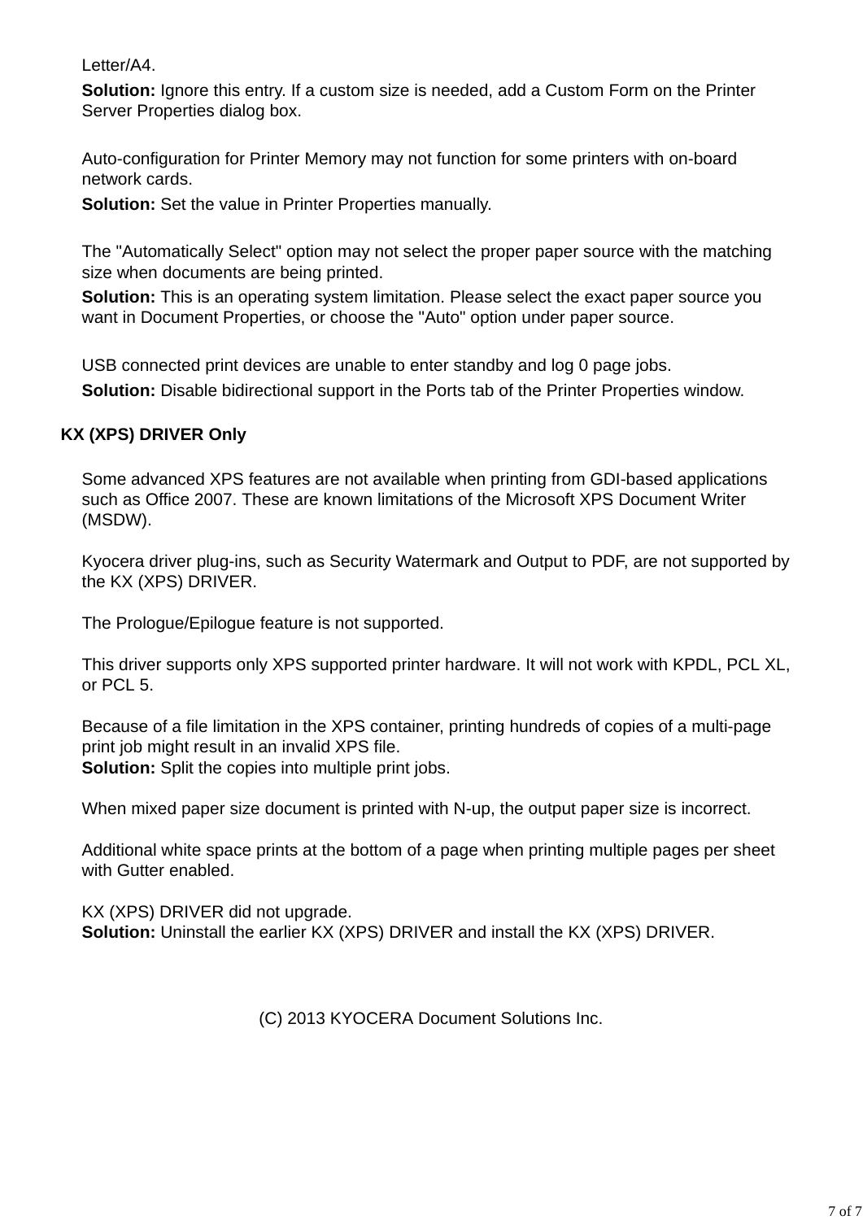Letter/A4.

**Solution:** Ignore this entry. If a custom size is needed, add a Custom Form on the Printer Server Properties dialog box.

Auto-configuration for Printer Memory may not function for some printers with on-board network cards.

**Solution:** Set the value in Printer Properties manually.

The "Automatically Select" option may not select the proper paper source with the matching size when documents are being printed.

**Solution:** This is an operating system limitation. Please select the exact paper source you want in Document Properties, or choose the "Auto" option under paper source.

USB connected print devices are unable to enter standby and log 0 page jobs.

**Solution:** Disable bidirectional support in the Ports tab of the Printer Properties window.

**KX (XPS) DRIVER Only**

Some advanced XPS features are not available when printing from GDI-based applications such as Office 2007. These are known limitations of the Microsoft XPS Document Writer (MSDW).

Kyocera driver plug-ins, such as Security Watermark and Output to PDF, are not supported by the KX (XPS) DRIVER.

The Prologue/Epilogue feature is not supported.

This driver supports only XPS supported printer hardware. It will not work with KPDL, PCL XL, or PCL 5.

Because of a file limitation in the XPS container, printing hundreds of copies of a multi-page print job might result in an invalid XPS file.
**Solution:** Split the copies into multiple print jobs.

When mixed paper size document is printed with N-up, the output paper size is incorrect.

Additional white space prints at the bottom of a page when printing multiple pages per sheet with Gutter enabled.

KX (XPS) DRIVER did not upgrade.
**Solution:** Uninstall the earlier KX (XPS) DRIVER and install the KX (XPS) DRIVER.

(C) 2013 KYOCERA Document Solutions Inc.